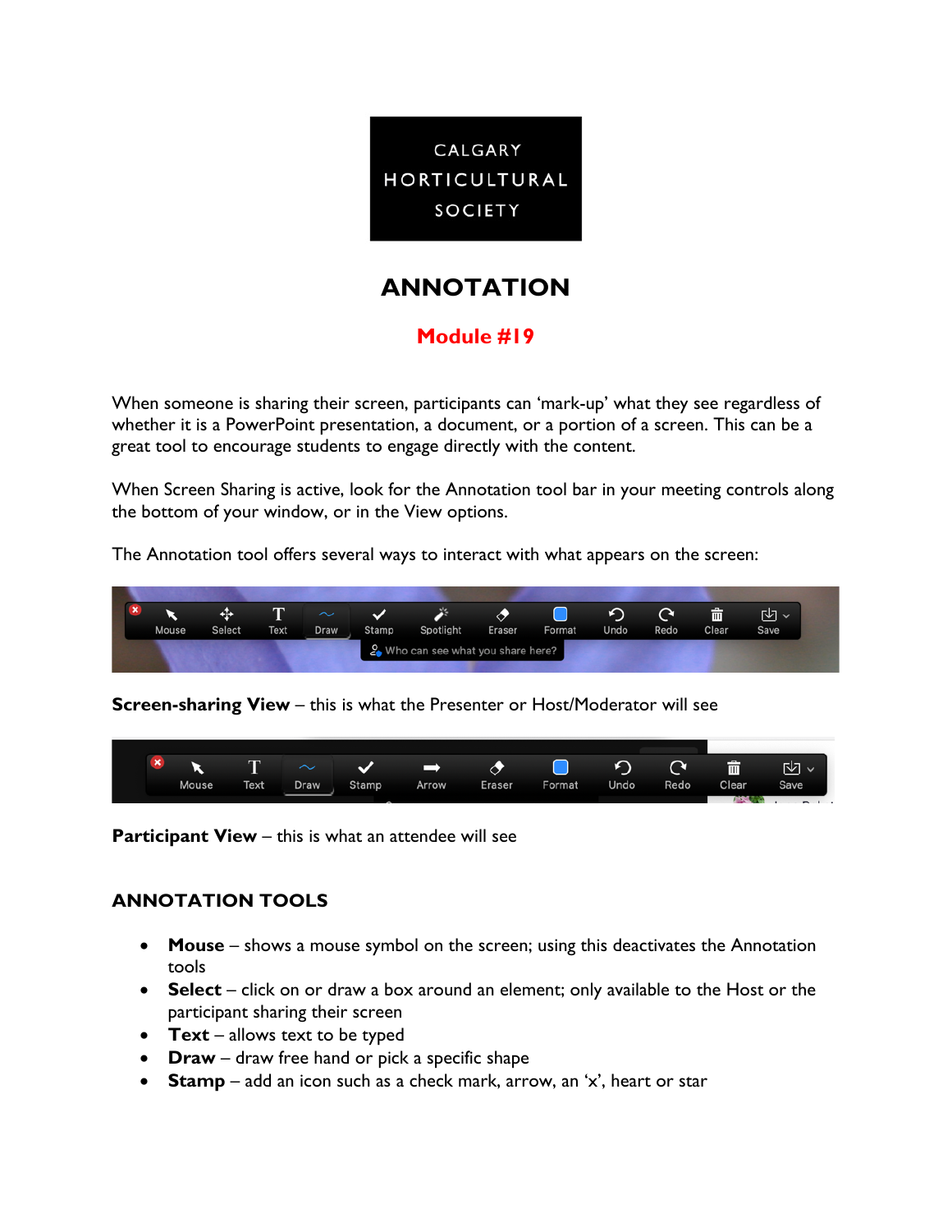CALGARY HORTICULTURAL SOCIETY

# ANNOTATION

## Module #19

When someone is sharing their screen, participants can 'mark-up' what they see regardless of whether it is a PowerPoint presentation, a document, or a portion of a screen. This can be a great tool to encourage students to engage directly with the content.

When Screen Sharing is active, look for the Annotation tool bar in your meeting controls along the bottom of your window, or in the View options.

The Annotation tool offers several ways to interact with what appears on the screen:

**Screen-sharing View** – this is what the Presenter or Host/Moderator will see

**Participant View** – this is what an attendee will see

### ANNOTATION TOOLS

- **Mouse** – shows a mouse symbol on the screen; using this deactivates the Annotation tools
- **Select** – click on or draw a box around an element; only available to the Host or the participant sharing their screen
- **Text** – allows text to be typed
- **Draw** – draw free hand or pick a specific shape
- **Stamp** – add an icon such as a check mark, arrow, an 'x', heart or star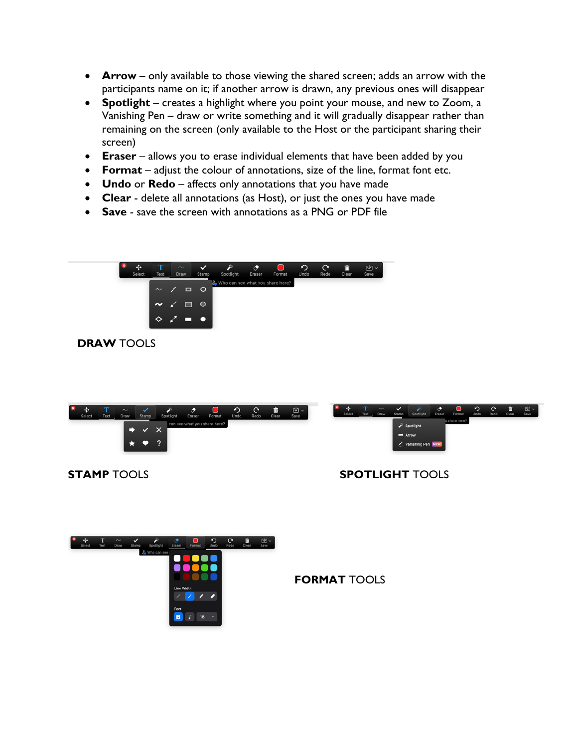- **Arrow** – only available to those viewing the shared screen; adds an arrow with the participants name on it; if another arrow is drawn, any previous ones will disappear
- **Spotlight** – creates a highlight where you point your mouse, and new to Zoom, a Vanishing Pen – draw or write something and it will gradually disappear rather than remaining on the screen (only available to the Host or the participant sharing their screen)
- **Eraser** – allows you to erase individual elements that have been added by you
- **Format** – adjust the colour of annotations, size of the line, format font etc.
- **Undo** or **Redo** – affects only annotations that you have made
- **Clear** - delete all annotations (as Host), or just the ones you have made
- **Save** - save the screen with annotations as a PNG or PDF file

**DRAW** TOOLS

**STAMP** TOOLS

**SPOTLIGHT** TOOLS

**FORMAT** TOOLS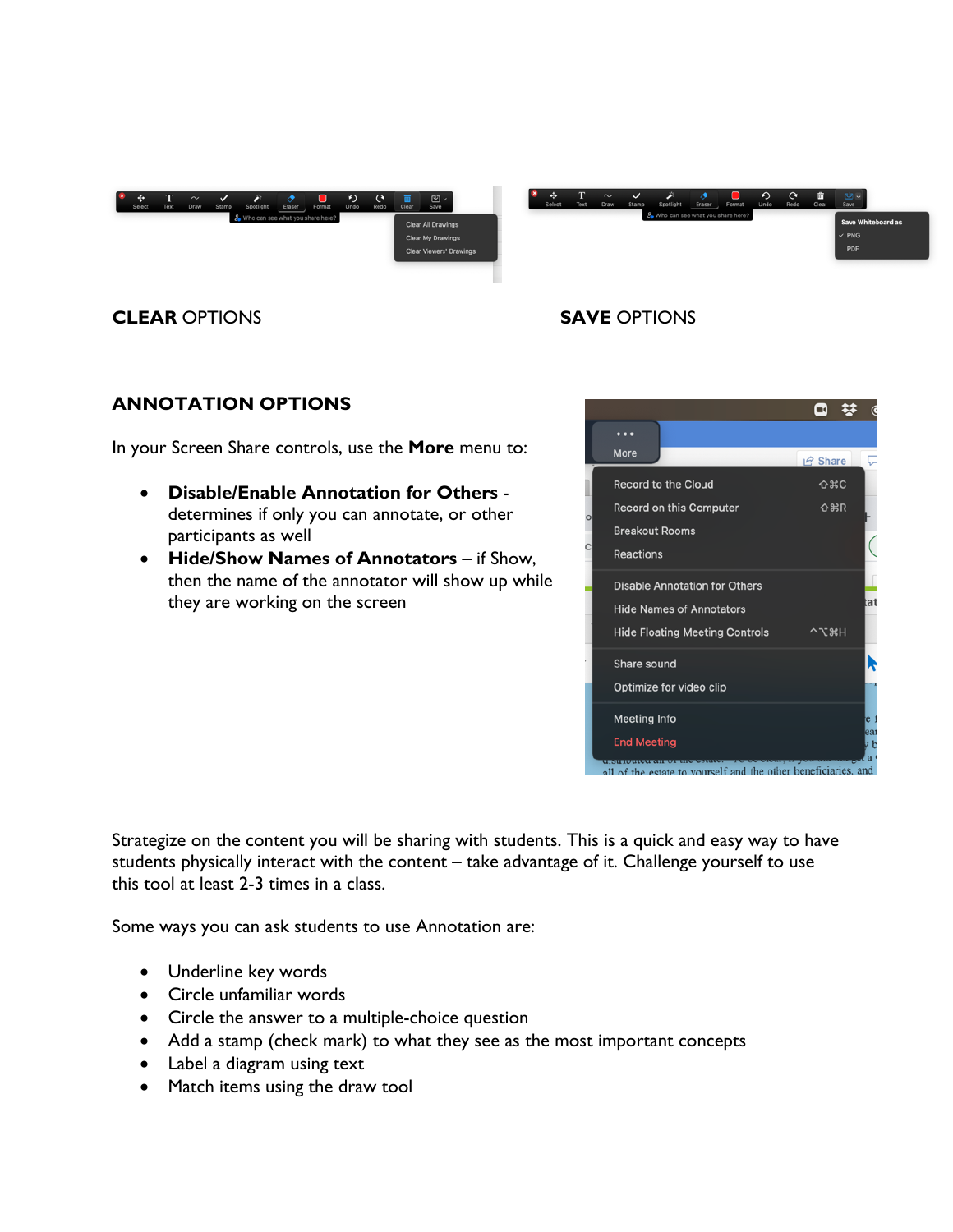**CLEAR** OPTIONS

**SAVE** OPTIONS

**ANNOTATION OPTIONS**

In your Screen Share controls, use the **More** menu to:

- **Disable/Enable Annotation for Others** - determines if only you can annotate, or other participants as well
- **Hide/Show Names of Annotators** – if Show, then the name of the annotator will show up while they are working on the screen

Strategize on the content you will be sharing with students. This is a quick and easy way to have students physically interact with the content – take advantage of it. Challenge yourself to use this tool at least 2-3 times in a class.

Some ways you can ask students to use Annotation are:

- Underline key words
- Circle unfamiliar words
- Circle the answer to a multiple-choice question
- Add a stamp (check mark) to what they see as the most important concepts
- Label a diagram using text
- Match items using the draw tool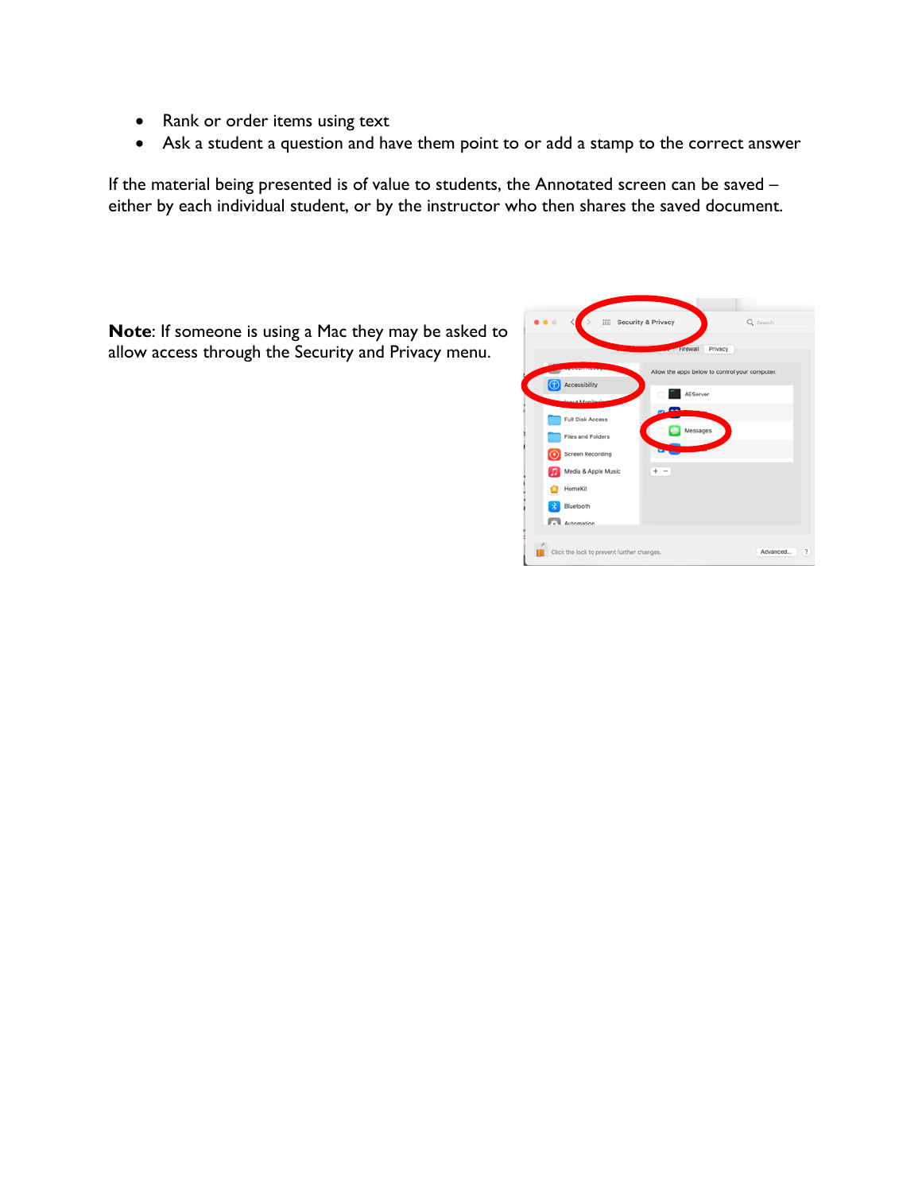- Rank or order items using text
- Ask a student a question and have them point to or add a stamp to the correct answer

If the material being presented is of value to students, the Annotated screen can be saved – either by each individual student, or by the instructor who then shares the saved document.

**Note**: If someone is using a Mac they may be asked to allow access through the Security and Privacy menu.